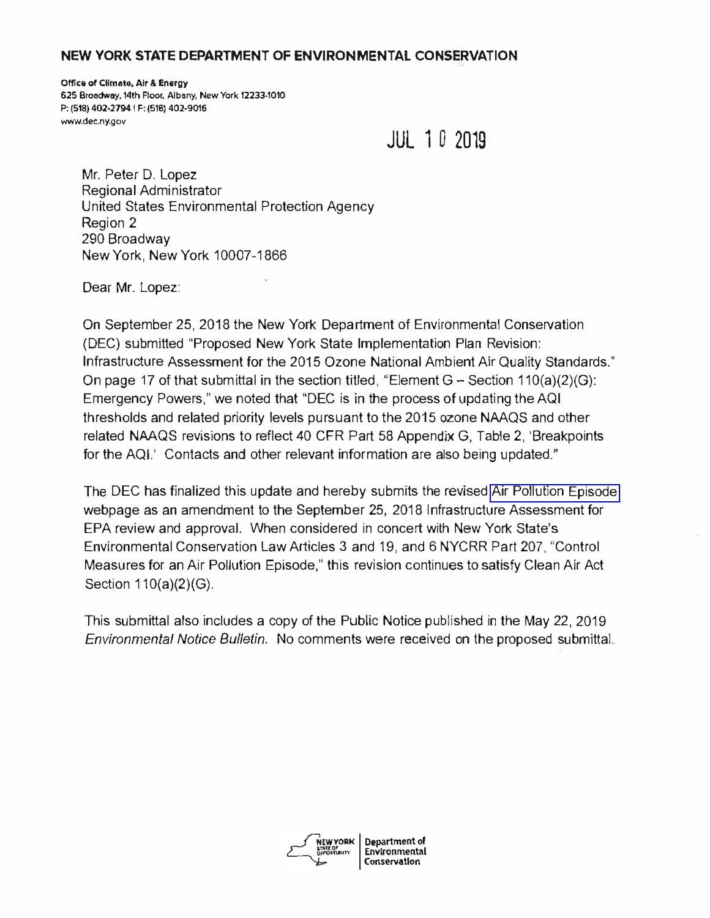**NEW YORK STATE DEPARTMENT OF ENVIRONMENTAL CONSERVATION**

**Office of Climate, Air & Energy**
625 Broadway, 14th Floor, Albany, New York 12233-1010
P: (518) 402-2794 | F: (518) 402-9016
www.dec.ny.gov

JUL 10 2019

Mr. Peter D. Lopez
Regional Administrator
United States Environmental Protection Agency
Region 2
290 Broadway
New York, New York 10007-1866

Dear Mr. Lopez:

On September 25, 2018 the New York Department of Environmental Conservation (DEC) submitted "Proposed New York State Implementation Plan Revision: Infrastructure Assessment for the 2015 Ozone National Ambient Air Quality Standards." On page 17 of that submittal in the section titled, "Element G – Section 110(a)(2)(G): Emergency Powers," we noted that "DEC is in the process of updating the AQI thresholds and related priority levels pursuant to the 2015 ozone NAAQS and other related NAAQS revisions to reflect 40 CFR Part 58 Appendix G, Table 2, 'Breakpoints for the AQI.' Contacts and other relevant information are also being updated."

The DEC has finalized this update and hereby submits the revised Air Pollution Episode webpage as an amendment to the September 25, 2018 Infrastructure Assessment for EPA review and approval. When considered in concert with New York State's Environmental Conservation Law Articles 3 and 19, and 6 NYCRR Part 207, "Control Measures for an Air Pollution Episode," this revision continues to satisfy Clean Air Act Section 110(a)(2)(G).

This submittal also includes a copy of the Public Notice published in the May 22, 2019 *Environmental Notice Bulletin*. No comments were received on the proposed submittal.

NEW YORK STATE OF OPPORTUNITY | Department of Environmental Conservation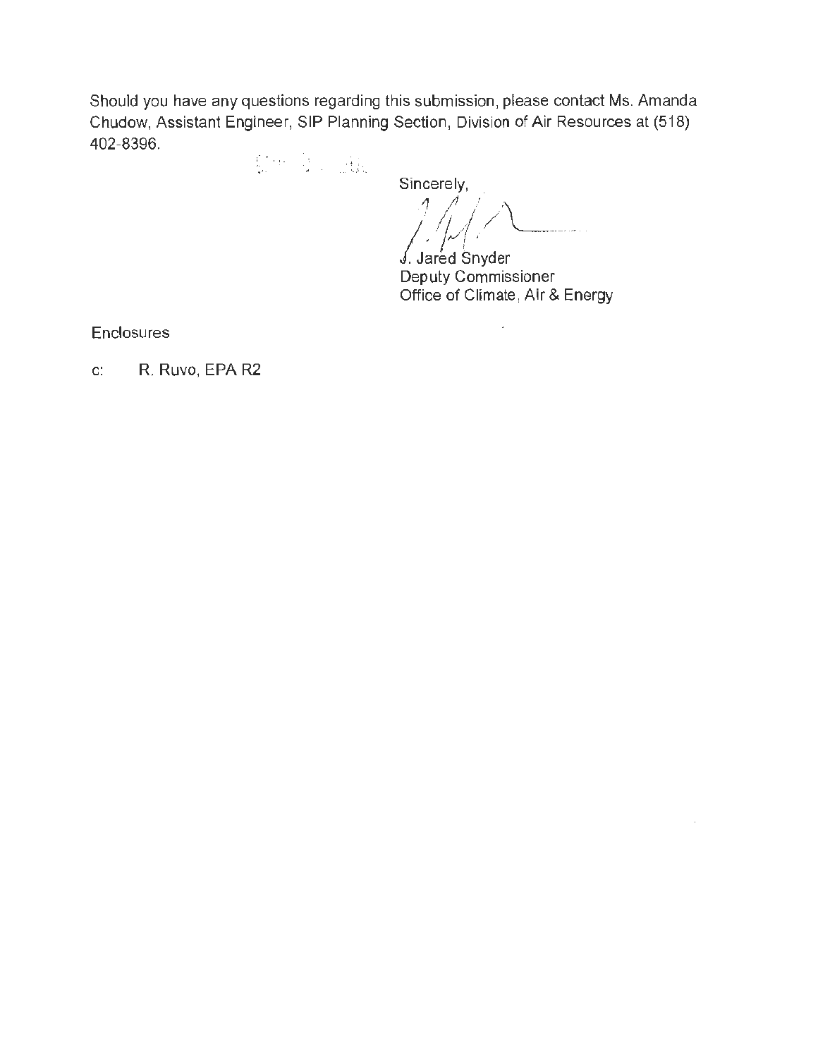Should you have any questions regarding this submission, please contact Ms. Amanda Chudow, Assistant Engineer, SIP Planning Section, Division of Air Resources at (518) 402-8396.

Sincerely,

J. Jared Snyder
Deputy Commissioner
Office of Climate, Air & Energy

Enclosures

c: R. Ruvo, EPA R2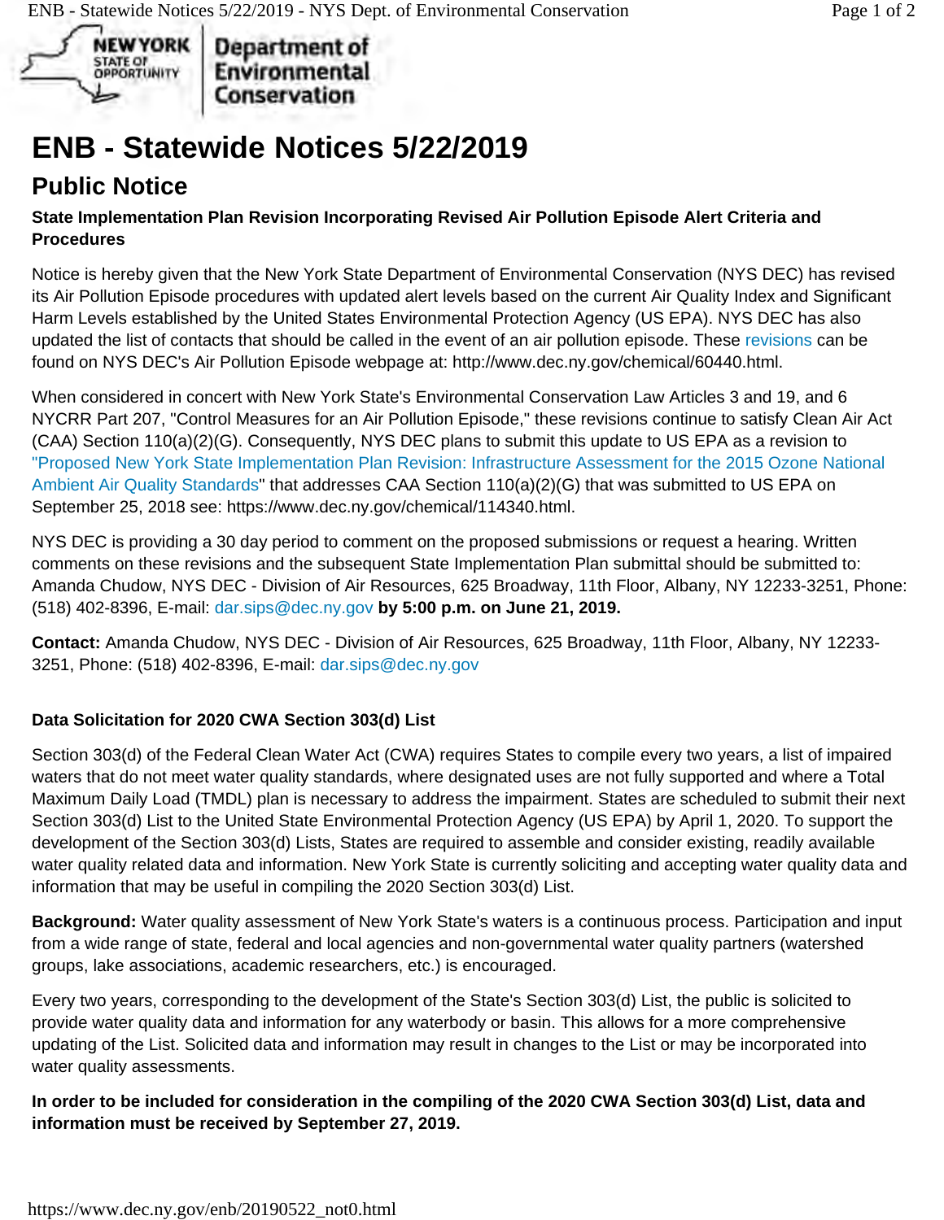# ENB - Statewide Notices 5/22/2019

## Public Notice

**State Implementation Plan Revision Incorporating Revised Air Pollution Episode Alert Criteria and Procedures**

Notice is hereby given that the New York State Department of Environmental Conservation (NYS DEC) has revised its Air Pollution Episode procedures with updated alert levels based on the current Air Quality Index and Significant Harm Levels established by the United States Environmental Protection Agency (US EPA). NYS DEC has also updated the list of contacts that should be called in the event of an air pollution episode. These revisions can be found on NYS DEC's Air Pollution Episode webpage at: http://www.dec.ny.gov/chemical/60440.html.

When considered in concert with New York State's Environmental Conservation Law Articles 3 and 19, and 6 NYCRR Part 207, "Control Measures for an Air Pollution Episode," these revisions continue to satisfy Clean Air Act (CAA) Section 110(a)(2)(G). Consequently, NYS DEC plans to submit this update to US EPA as a revision to "Proposed New York State Implementation Plan Revision: Infrastructure Assessment for the 2015 Ozone National Ambient Air Quality Standards" that addresses CAA Section 110(a)(2)(G) that was submitted to US EPA on September 25, 2018 see: https://www.dec.ny.gov/chemical/114340.html.

NYS DEC is providing a 30 day period to comment on the proposed submissions or request a hearing. Written comments on these revisions and the subsequent State Implementation Plan submittal should be submitted to: Amanda Chudow, NYS DEC - Division of Air Resources, 625 Broadway, 11th Floor, Albany, NY 12233-3251, Phone: (518) 402-8396, E-mail: dar.sips@dec.ny.gov **by 5:00 p.m. on June 21, 2019.**

**Contact:** Amanda Chudow, NYS DEC - Division of Air Resources, 625 Broadway, 11th Floor, Albany, NY 12233-3251, Phone: (518) 402-8396, E-mail: dar.sips@dec.ny.gov

**Data Solicitation for 2020 CWA Section 303(d) List**

Section 303(d) of the Federal Clean Water Act (CWA) requires States to compile every two years, a list of impaired waters that do not meet water quality standards, where designated uses are not fully supported and where a Total Maximum Daily Load (TMDL) plan is necessary to address the impairment. States are scheduled to submit their next Section 303(d) List to the United State Environmental Protection Agency (US EPA) by April 1, 2020. To support the development of the Section 303(d) Lists, States are required to assemble and consider existing, readily available water quality related data and information. New York State is currently soliciting and accepting water quality data and information that may be useful in compiling the 2020 Section 303(d) List.

**Background:** Water quality assessment of New York State's waters is a continuous process. Participation and input from a wide range of state, federal and local agencies and non-governmental water quality partners (watershed groups, lake associations, academic researchers, etc.) is encouraged.

Every two years, corresponding to the development of the State's Section 303(d) List, the public is solicited to provide water quality data and information for any waterbody or basin. This allows for a more comprehensive updating of the List. Solicited data and information may result in changes to the List or may be incorporated into water quality assessments.

**In order to be included for consideration in the compiling of the 2020 CWA Section 303(d) List, data and information must be received by September 27, 2019.**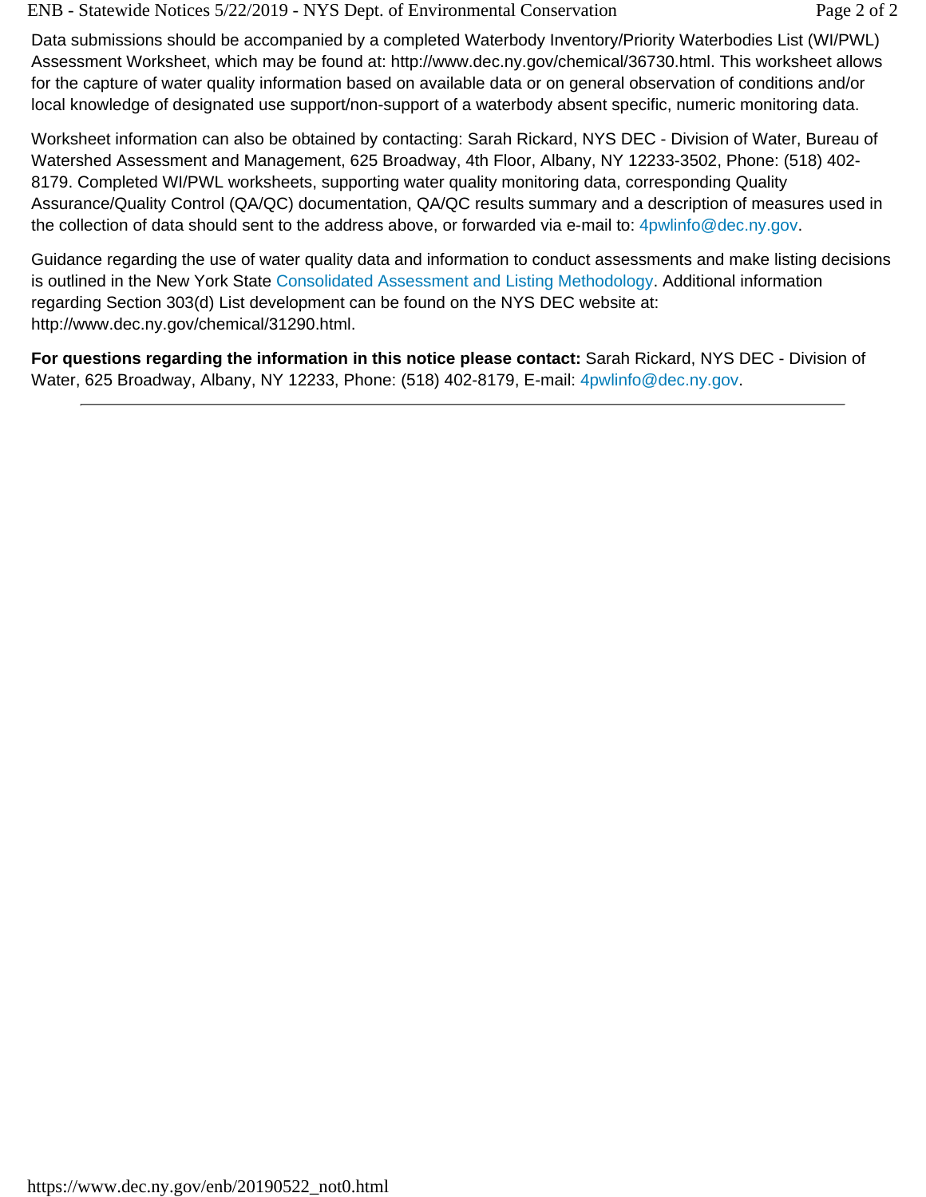Data submissions should be accompanied by a completed Waterbody Inventory/Priority Waterbodies List (WI/PWL) Assessment Worksheet, which may be found at: http://www.dec.ny.gov/chemical/36730.html. This worksheet allows for the capture of water quality information based on available data or on general observation of conditions and/or local knowledge of designated use support/non-support of a waterbody absent specific, numeric monitoring data.

Worksheet information can also be obtained by contacting: Sarah Rickard, NYS DEC - Division of Water, Bureau of Watershed Assessment and Management, 625 Broadway, 4th Floor, Albany, NY 12233-3502, Phone: (518) 402-8179. Completed WI/PWL worksheets, supporting water quality monitoring data, corresponding Quality Assurance/Quality Control (QA/QC) documentation, QA/QC results summary and a description of measures used in the collection of data should sent to the address above, or forwarded via e-mail to: 4pwlinfo@dec.ny.gov.

Guidance regarding the use of water quality data and information to conduct assessments and make listing decisions is outlined in the New York State Consolidated Assessment and Listing Methodology. Additional information regarding Section 303(d) List development can be found on the NYS DEC website at: http://www.dec.ny.gov/chemical/31290.html.

**For questions regarding the information in this notice please contact:** Sarah Rickard, NYS DEC - Division of Water, 625 Broadway, Albany, NY 12233, Phone: (518) 402-8179, E-mail: 4pwlinfo@dec.ny.gov.

---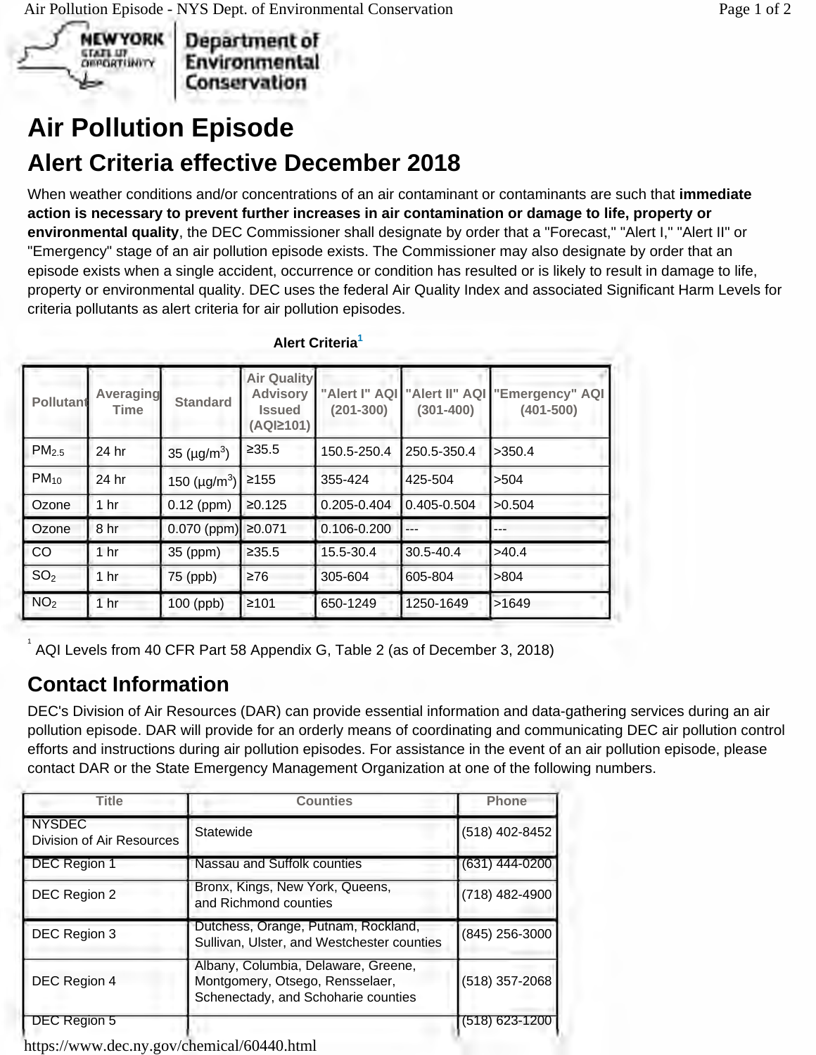# Air Pollution Episode

## Alert Criteria effective December 2018

When weather conditions and/or concentrations of an air contaminant or contaminants are such that **immediate action is necessary to prevent further increases in air contamination or damage to life, property or environmental quality**, the DEC Commissioner shall designate by order that a "Forecast," "Alert I," "Alert II" or "Emergency" stage of an air pollution episode exists. The Commissioner may also designate by order that an episode exists when a single accident, occurrence or condition has resulted or is likely to result in damage to life, property or environmental quality. DEC uses the federal Air Quality Index and associated Significant Harm Levels for criteria pollutants as alert criteria for air pollution episodes.

**Alert Criteria**[1]

| Pollutant | Averaging Time | Standard | Air Quality Advisory Issued (AQI≥101) | "Alert I" AQI (201-300) | "Alert II" AQI (301-400) | "Emergency" AQI (401-500) |
|---|---|---|---|---|---|---|
| $PM_{2.5}$ | 24 hr | 35 (μg/m$^3$) | ≥35.5 | 150.5-250.4 | 250.5-350.4 | >350.4 |
| $PM_{10}$ | 24 hr | 150 (μg/m$^3$) | ≥155 | 355-424 | 425-504 | >504 |
| Ozone | 1 hr | 0.12 (ppm) | ≥0.125 | 0.205-0.404 | 0.405-0.504 | >0.504 |
| Ozone | 8 hr | 0.070 (ppm) | ≥0.071 | 0.106-0.200 | --- | --- |
| CO | 1 hr | 35 (ppm) | ≥35.5 | 15.5-30.4 | 30.5-40.4 | >40.4 |
| $SO_2$ | 1 hr | 75 (ppb) | ≥76 | 305-604 | 605-804 | >804 |
| $NO_2$ | 1 hr | 100 (ppb) | ≥101 | 650-1249 | 1250-1649 | >1649 |

[1] AQI Levels from 40 CFR Part 58 Appendix G, Table 2 (as of December 3, 2018)

## Contact Information

DEC's Division of Air Resources (DAR) can provide essential information and data-gathering services during an air pollution episode. DAR will provide for an orderly means of coordinating and communicating DEC air pollution control efforts and instructions during air pollution episodes. For assistance in the event of an air pollution episode, please contact DAR or the State Emergency Management Organization at one of the following numbers.

| Title | Counties | Phone |
|---|---|---|
| NYSDEC Division of Air Resources | Statewide | (518) 402-8452 |
| DEC Region 1 | Nassau and Suffolk counties | (631) 444-0200 |
| DEC Region 2 | Bronx, Kings, New York, Queens, and Richmond counties | (718) 482-4900 |
| DEC Region 3 | Dutchess, Orange, Putnam, Rockland, Sullivan, Ulster, and Westchester counties | (845) 256-3000 |
| DEC Region 4 | Albany, Columbia, Delaware, Greene, Montgomery, Otsego, Rensselaer, Schenectady, and Schoharie counties | (518) 357-2068 |
| DEC Region 5 | | (518) 623-1200 |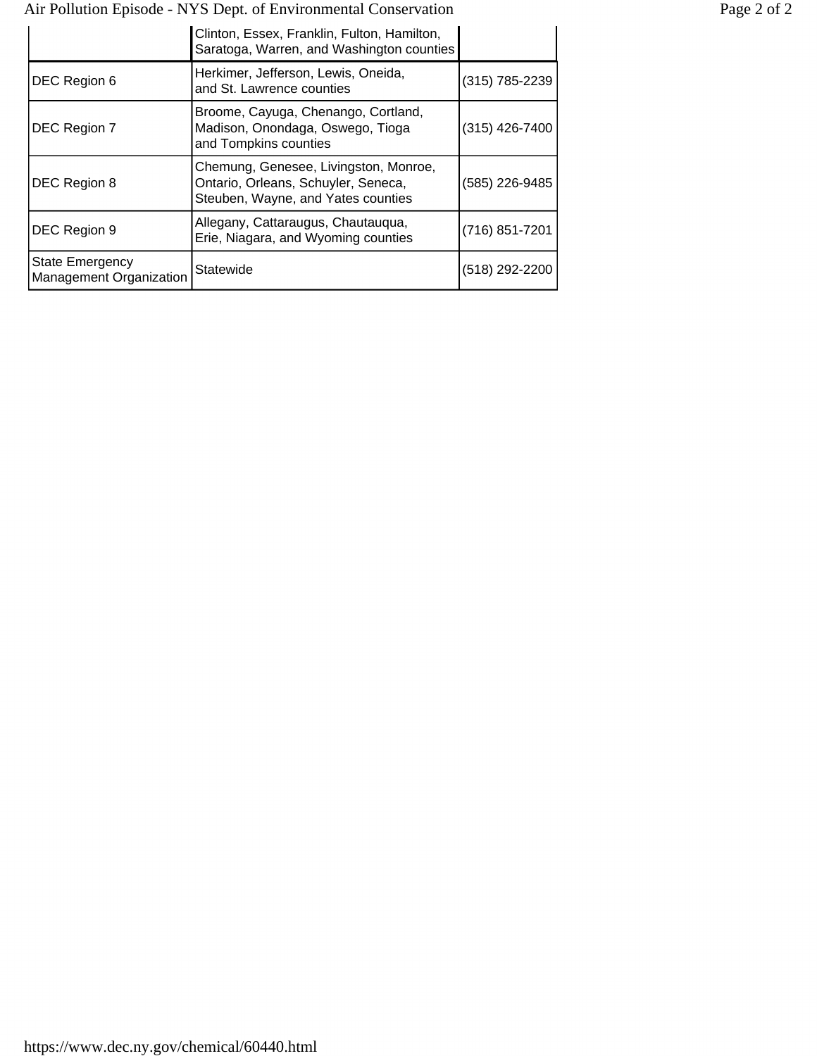| | | |
|---|---|---|
| | Clinton, Essex, Franklin, Fulton, Hamilton, Saratoga, Warren, and Washington counties | |
| DEC Region 6 | Herkimer, Jefferson, Lewis, Oneida, and St. Lawrence counties | (315) 785-2239 |
| DEC Region 7 | Broome, Cayuga, Chenango, Cortland, Madison, Onondaga, Oswego, Tioga and Tompkins counties | (315) 426-7400 |
| DEC Region 8 | Chemung, Genesee, Livingston, Monroe, Ontario, Orleans, Schuyler, Seneca, Steuben, Wayne, and Yates counties | (585) 226-9485 |
| DEC Region 9 | Allegany, Cattaraugus, Chautauqua, Erie, Niagara, and Wyoming counties | (716) 851-7201 |
| State Emergency Management Organization | Statewide | (518) 292-2200 |